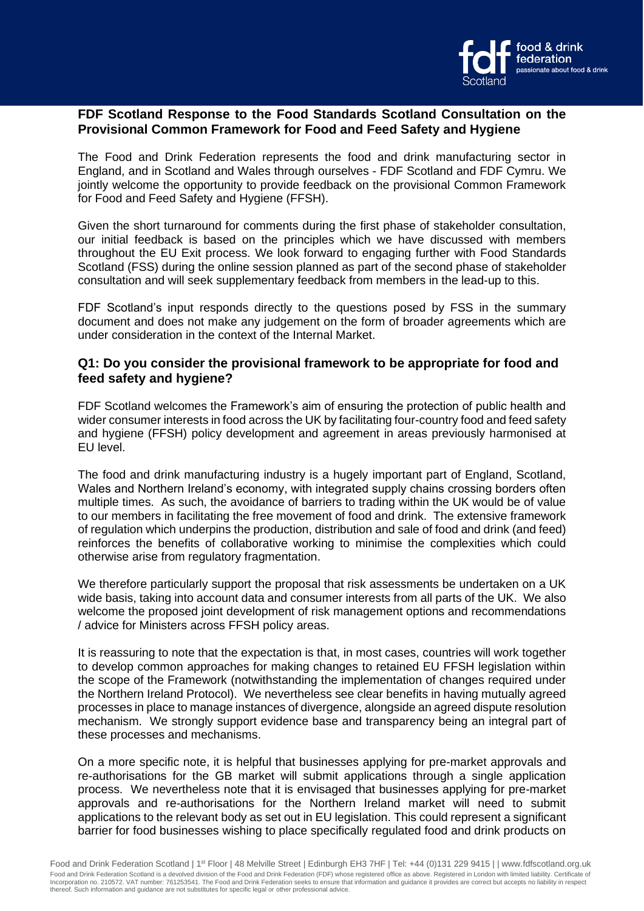## FDF Scotland Response to the Food Standards Scotland Consultation on the Provisional Common Framework for Food and Feed Safety and Hygiene

The Food and Drink Federation represents the food and drink manufacturing sector in England, and in Scotland and Wales through ourselves - FDF Scotland and FDF Cymru. We jointly welcome the opportunity to provide feedback on the provisional Common Framework for Food and Feed Safety and Hygiene (FFSH).

Given the short turnaround for comments during the first phase of stakeholder consultation, our initial feedback is based on the principles which we have discussed with members throughout the EU Exit process. We look forward to engaging further with Food Standards Scotland (FSS) during the online session planned as part of the second phase of stakeholder consultation and will seek supplementary feedback from members in the lead-up to this.

FDF Scotland's input responds directly to the questions posed by FSS in the summary document and does not make any judgement on the form of broader agreements which are under consideration in the context of the Internal Market.

### Q1: Do you consider the provisional framework to be appropriate for food and feed safety and hygiene?

FDF Scotland welcomes the Framework's aim of ensuring the protection of public health and wider consumer interests in food across the UK by facilitating four-country food and feed safety and hygiene (FFSH) policy development and agreement in areas previously harmonised at EU level.

The food and drink manufacturing industry is a hugely important part of England, Scotland, Wales and Northern Ireland's economy, with integrated supply chains crossing borders often multiple times. As such, the avoidance of barriers to trading within the UK would be of value to our members in facilitating the free movement of food and drink. The extensive framework of regulation which underpins the production, distribution and sale of food and drink (and feed) reinforces the benefits of collaborative working to minimise the complexities which could otherwise arise from regulatory fragmentation.

We therefore particularly support the proposal that risk assessments be undertaken on a UK wide basis, taking into account data and consumer interests from all parts of the UK. We also welcome the proposed joint development of risk management options and recommendations / advice for Ministers across FFSH policy areas.

It is reassuring to note that the expectation is that, in most cases, countries will work together to develop common approaches for making changes to retained EU FFSH legislation within the scope of the Framework (notwithstanding the implementation of changes required under the Northern Ireland Protocol). We nevertheless see clear benefits in having mutually agreed processes in place to manage instances of divergence, alongside an agreed dispute resolution mechanism. We strongly support evidence base and transparency being an integral part of these processes and mechanisms.

On a more specific note, it is helpful that businesses applying for pre-market approvals and re-authorisations for the GB market will submit applications through a single application process. We nevertheless note that it is envisaged that businesses applying for pre-market approvals and re-authorisations for the Northern Ireland market will need to submit applications to the relevant body as set out in EU legislation. This could represent a significant barrier for food businesses wishing to place specifically regulated food and drink products on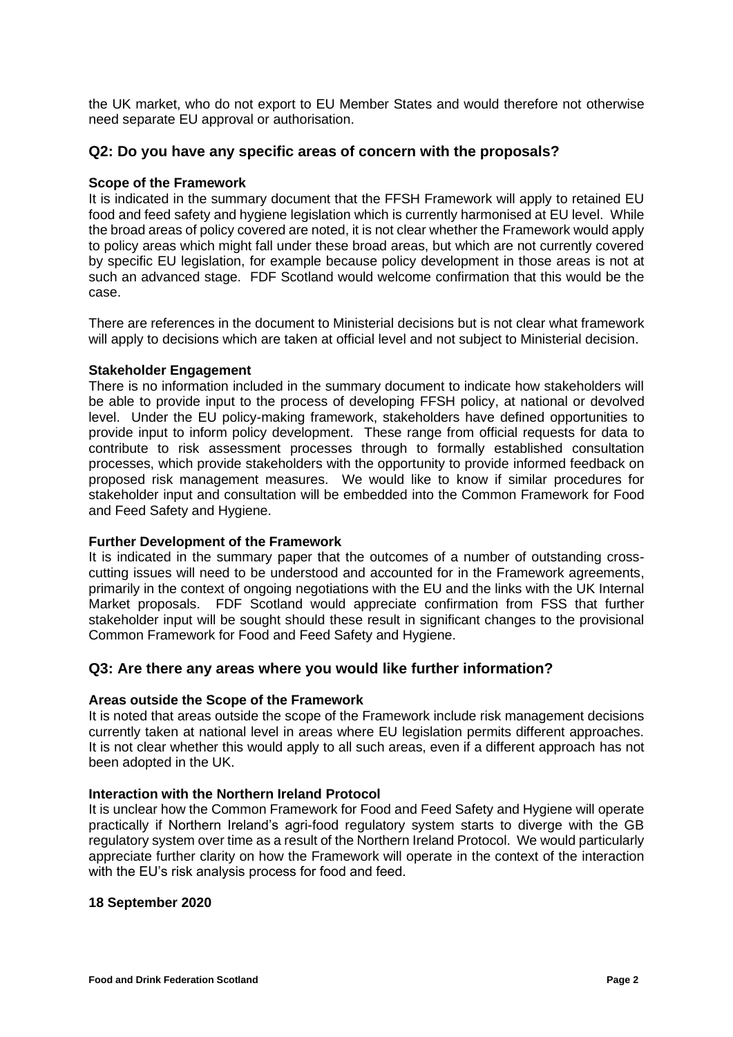the UK market, who do not export to EU Member States and would therefore not otherwise need separate EU approval or authorisation.

## Q2: Do you have any specific areas of concern with the proposals?

**Scope of the Framework**

It is indicated in the summary document that the FFSH Framework will apply to retained EU food and feed safety and hygiene legislation which is currently harmonised at EU level. While the broad areas of policy covered are noted, it is not clear whether the Framework would apply to policy areas which might fall under these broad areas, but which are not currently covered by specific EU legislation, for example because policy development in those areas is not at such an advanced stage. FDF Scotland would welcome confirmation that this would be the case.

There are references in the document to Ministerial decisions but is not clear what framework will apply to decisions which are taken at official level and not subject to Ministerial decision.

**Stakeholder Engagement**

There is no information included in the summary document to indicate how stakeholders will be able to provide input to the process of developing FFSH policy, at national or devolved level. Under the EU policy-making framework, stakeholders have defined opportunities to provide input to inform policy development. These range from official requests for data to contribute to risk assessment processes through to formally established consultation processes, which provide stakeholders with the opportunity to provide informed feedback on proposed risk management measures. We would like to know if similar procedures for stakeholder input and consultation will be embedded into the Common Framework for Food and Feed Safety and Hygiene.

**Further Development of the Framework**

It is indicated in the summary paper that the outcomes of a number of outstanding cross-cutting issues will need to be understood and accounted for in the Framework agreements, primarily in the context of ongoing negotiations with the EU and the links with the UK Internal Market proposals. FDF Scotland would appreciate confirmation from FSS that further stakeholder input will be sought should these result in significant changes to the provisional Common Framework for Food and Feed Safety and Hygiene.

## Q3: Are there any areas where you would like further information?

**Areas outside the Scope of the Framework**

It is noted that areas outside the scope of the Framework include risk management decisions currently taken at national level in areas where EU legislation permits different approaches. It is not clear whether this would apply to all such areas, even if a different approach has not been adopted in the UK.

**Interaction with the Northern Ireland Protocol**

It is unclear how the Common Framework for Food and Feed Safety and Hygiene will operate practically if Northern Ireland's agri-food regulatory system starts to diverge with the GB regulatory system over time as a result of the Northern Ireland Protocol. We would particularly appreciate further clarity on how the Framework will operate in the context of the interaction with the EU's risk analysis process for food and feed.

**18 September 2020**